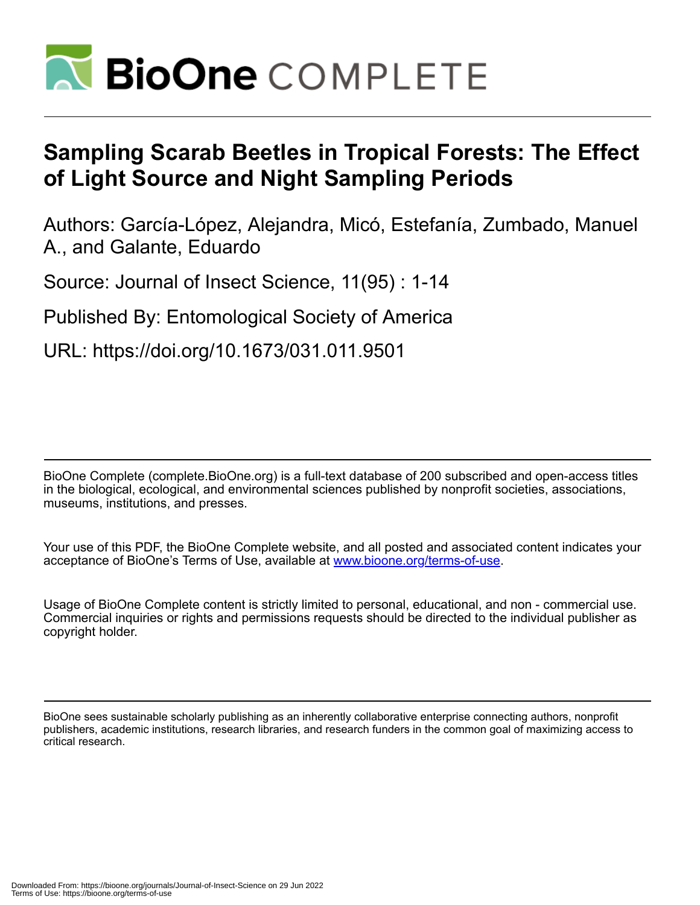# Sampling Scarab Beetles in Tropical Forests: The Effect of Light Source and Night Sampling Periods

Authors: García-López, Alejandra, Micó, Estefanía, Zumbado, Manuel A., and Galante, Eduardo

Source: Journal of Insect Science, 11(95) : 1-14

Published By: Entomological Society of America

URL: https://doi.org/10.1673/031.011.9501

BioOne Complete (complete.BioOne.org) is a full-text database of 200 subscribed and open-access titles in the biological, ecological, and environmental sciences published by nonprofit societies, associations, museums, institutions, and presses.

Your use of this PDF, the BioOne Complete website, and all posted and associated content indicates your acceptance of BioOne's Terms of Use, available at www.bioone.org/terms-of-use.

Usage of BioOne Complete content is strictly limited to personal, educational, and non - commercial use. Commercial inquiries or rights and permissions requests should be directed to the individual publisher as copyright holder.

BioOne sees sustainable scholarly publishing as an inherently collaborative enterprise connecting authors, nonprofit publishers, academic institutions, research libraries, and research funders in the common goal of maximizing access to critical research.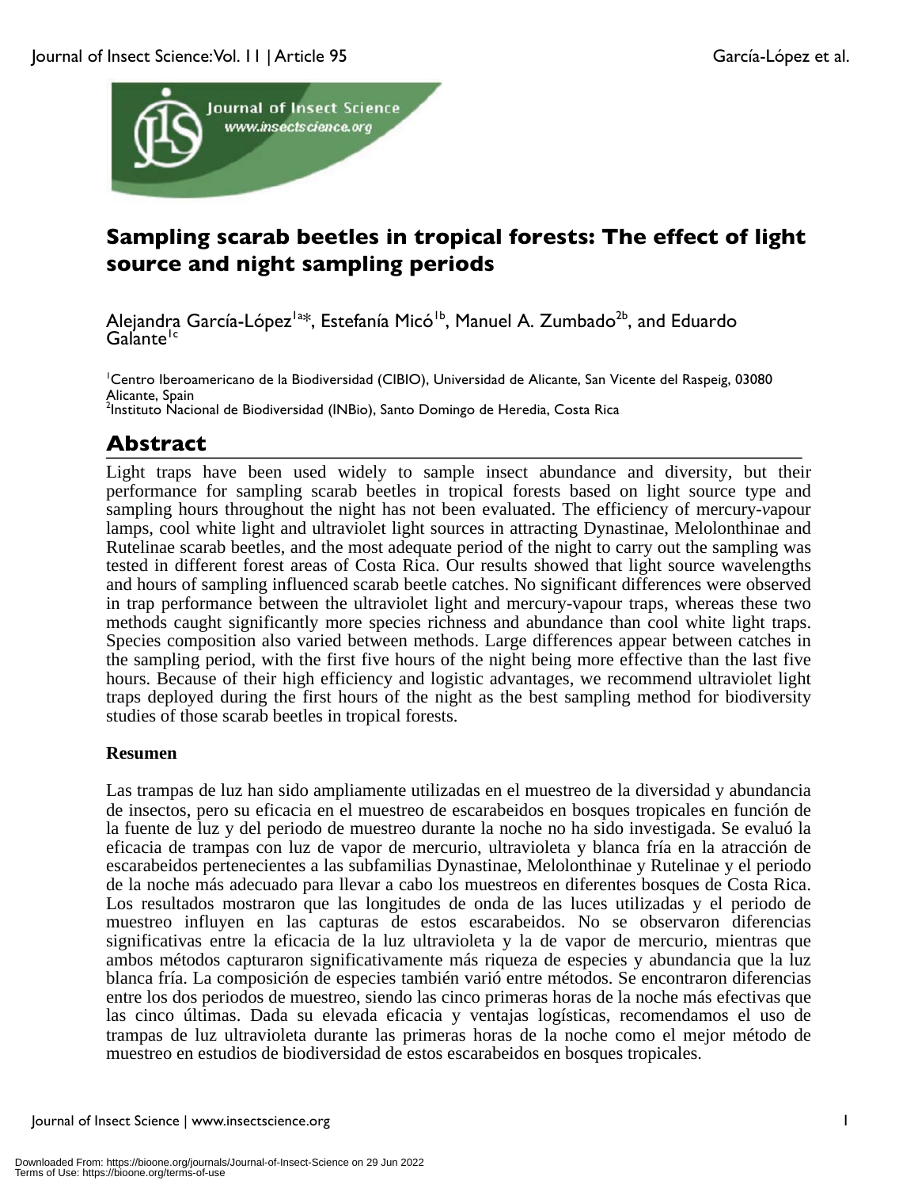# Sampling scarab beetles in tropical forests: The effect of light source and night sampling periods

Alejandra García-López[1a*], Estefanía Micó[1b], Manuel A. Zumbado[2b], and Eduardo Galante[1c]

[1]Centro Iberoamericano de la Biodiversidad (CIBIO), Universidad de Alicante, San Vicente del Raspeig, 03080 Alicante, Spain
[2]Instituto Nacional de Biodiversidad (INBio), Santo Domingo de Heredia, Costa Rica

## Abstract

Light traps have been used widely to sample insect abundance and diversity, but their performance for sampling scarab beetles in tropical forests based on light source type and sampling hours throughout the night has not been evaluated. The efficiency of mercury-vapour lamps, cool white light and ultraviolet light sources in attracting Dynastinae, Melolonthinae and Rutelinae scarab beetles, and the most adequate period of the night to carry out the sampling was tested in different forest areas of Costa Rica. Our results showed that light source wavelengths and hours of sampling influenced scarab beetle catches. No significant differences were observed in trap performance between the ultraviolet light and mercury-vapour traps, whereas these two methods caught significantly more species richness and abundance than cool white light traps. Species composition also varied between methods. Large differences appear between catches in the sampling period, with the first five hours of the night being more effective than the last five hours. Because of their high efficiency and logistic advantages, we recommend ultraviolet light traps deployed during the first hours of the night as the best sampling method for biodiversity studies of those scarab beetles in tropical forests.

**Resumen**

Las trampas de luz han sido ampliamente utilizadas en el muestreo de la diversidad y abundancia de insectos, pero su eficacia en el muestreo de escarabeidos en bosques tropicales en función de la fuente de luz y del periodo de muestreo durante la noche no ha sido investigada. Se evaluó la eficacia de trampas con luz de vapor de mercurio, ultravioleta y blanca fría en la atracción de escarabeidos pertenecientes a las subfamilias Dynastinae, Melolonthinae y Rutelinae y el periodo de la noche más adecuado para llevar a cabo los muestreos en diferentes bosques de Costa Rica. Los resultados mostraron que las longitudes de onda de las luces utilizadas y el periodo de muestreo influyen en las capturas de estos escarabeidos. No se observaron diferencias significativas entre la eficacia de la luz ultravioleta y la de vapor de mercurio, mientras que ambos métodos capturaron significativamente más riqueza de especies y abundancia que la luz blanca fría. La composición de especies también varió entre métodos. Se encontraron diferencias entre los dos periodos de muestreo, siendo las cinco primeras horas de la noche más efectivas que las cinco últimas. Dada su elevada eficacia y ventajas logísticas, recomendamos el uso de trampas de luz ultravioleta durante las primeras horas de la noche como el mejor método de muestreo en estudios de biodiversidad de estos escarabeidos en bosques tropicales.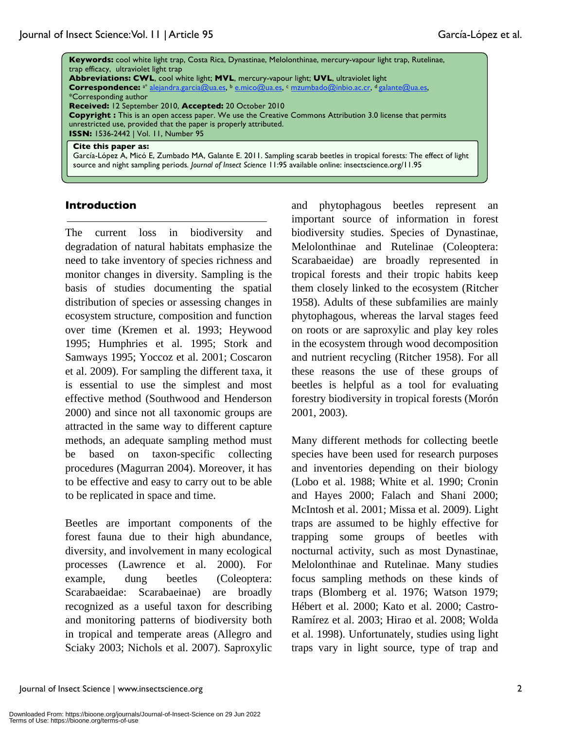**Keywords:** cool white light trap, Costa Rica, Dynastinae, Melolonthinae, mercury-vapour light trap, Rutelinae, trap efficacy, ultraviolet light trap
**Abbreviations: CWL**, cool white light; **MVL**, mercury-vapour light; **UVL**, ultraviolet light
**Correspondence:** [a*] alejandra.garcia@ua.es, [b] e.mico@ua.es, [c] mzumbado@inbio.ac.cr, [d] galante@ua.es,
*Corresponding author
**Received:** 12 September 2010, **Accepted:** 20 October 2010
**Copyright :** This is an open access paper. We use the Creative Commons Attribution 3.0 license that permits unrestricted use, provided that the paper is properly attributed.
**ISSN:** 1536-2442 | Vol. 11, Number 95

**Cite this paper as:**
García-López A, Micó E, Zumbado MA, Galante E. 2011. Sampling scarab beetles in tropical forests: The effect of light source and night sampling periods. *Journal of Insect Science* 11:95 available online: insectscience.org/11.95

## Introduction

The current loss in biodiversity and degradation of natural habitats emphasize the need to take inventory of species richness and monitor changes in diversity. Sampling is the basis of studies documenting the spatial distribution of species or assessing changes in ecosystem structure, composition and function over time (Kremen et al. 1993; Heywood 1995; Humphries et al. 1995; Stork and Samways 1995; Yoccoz et al. 2001; Coscaron et al. 2009). For sampling the different taxa, it is essential to use the simplest and most effective method (Southwood and Henderson 2000) and since not all taxonomic groups are attracted in the same way to different capture methods, an adequate sampling method must be based on taxon-specific collecting procedures (Magurran 2004). Moreover, it has to be effective and easy to carry out to be able to be replicated in space and time.

Beetles are important components of the forest fauna due to their high abundance, diversity, and involvement in many ecological processes (Lawrence et al. 2000). For example, dung beetles (Coleoptera: Scarabaeidae: Scarabaeinae) are broadly recognized as a useful taxon for describing and monitoring patterns of biodiversity both in tropical and temperate areas (Allegro and Sciaky 2003; Nichols et al. 2007). Saproxylic and phytophagous beetles represent an important source of information in forest biodiversity studies. Species of Dynastinae, Melolonthinae and Rutelinae (Coleoptera: Scarabaeidae) are broadly represented in tropical forests and their tropic habits keep them closely linked to the ecosystem (Ritcher 1958). Adults of these subfamilies are mainly phytophagous, whereas the larval stages feed on roots or are saproxylic and play key roles in the ecosystem through wood decomposition and nutrient recycling (Ritcher 1958). For all these reasons the use of these groups of beetles is helpful as a tool for evaluating forestry biodiversity in tropical forests (Morón 2001, 2003).

Many different methods for collecting beetle species have been used for research purposes and inventories depending on their biology (Lobo et al. 1988; White et al. 1990; Cronin and Hayes 2000; Falach and Shani 2000; McIntosh et al. 2001; Missa et al. 2009). Light traps are assumed to be highly effective for trapping some groups of beetles with nocturnal activity, such as most Dynastinae, Melolonthinae and Rutelinae. Many studies focus sampling methods on these kinds of traps (Blomberg et al. 1976; Watson 1979; Hébert et al. 2000; Kato et al. 2000; Castro-Ramírez et al. 2003; Hirao et al. 2008; Wolda et al. 1998). Unfortunately, studies using light traps vary in light source, type of trap and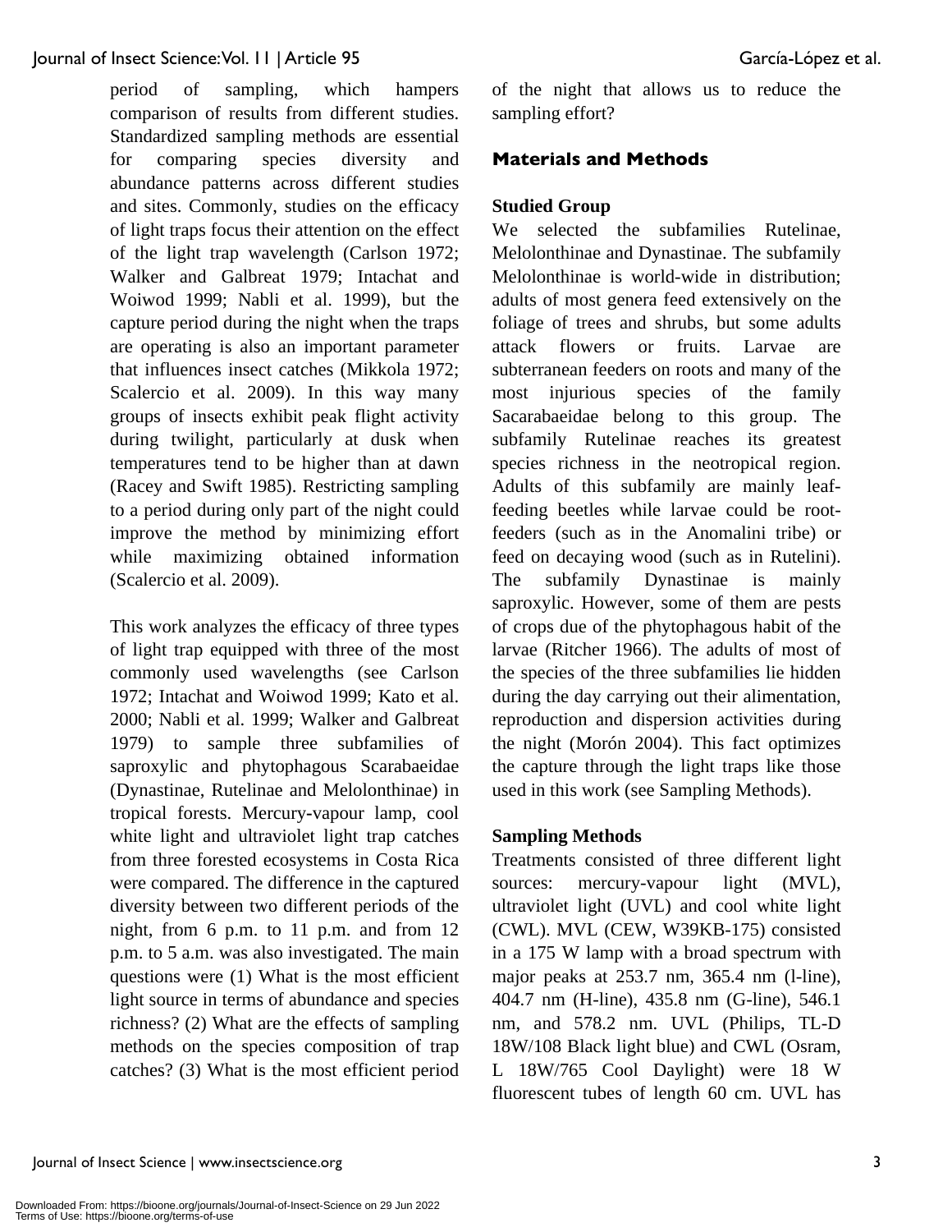period of sampling, which hampers comparison of results from different studies. Standardized sampling methods are essential for comparing species diversity and abundance patterns across different studies and sites. Commonly, studies on the efficacy of light traps focus their attention on the effect of the light trap wavelength (Carlson 1972; Walker and Galbreat 1979; Intachat and Woiwod 1999; Nabli et al. 1999), but the capture period during the night when the traps are operating is also an important parameter that influences insect catches (Mikkola 1972; Scalercio et al. 2009). In this way many groups of insects exhibit peak flight activity during twilight, particularly at dusk when temperatures tend to be higher than at dawn (Racey and Swift 1985). Restricting sampling to a period during only part of the night could improve the method by minimizing effort while maximizing obtained information (Scalercio et al. 2009).

This work analyzes the efficacy of three types of light trap equipped with three of the most commonly used wavelengths (see Carlson 1972; Intachat and Woiwod 1999; Kato et al. 2000; Nabli et al. 1999; Walker and Galbreat 1979) to sample three subfamilies of saproxylic and phytophagous Scarabaeidae (Dynastinae, Rutelinae and Melolonthinae) in tropical forests. Mercury-vapour lamp, cool white light and ultraviolet light trap catches from three forested ecosystems in Costa Rica were compared. The difference in the captured diversity between two different periods of the night, from 6 p.m. to 11 p.m. and from 12 p.m. to 5 a.m. was also investigated. The main questions were (1) What is the most efficient light source in terms of abundance and species richness? (2) What are the effects of sampling methods on the species composition of trap catches? (3) What is the most efficient period of the night that allows us to reduce the sampling effort?

## Materials and Methods

### Studied Group

We selected the subfamilies Rutelinae, Melolonthinae and Dynastinae. The subfamily Melolonthinae is world-wide in distribution; adults of most genera feed extensively on the foliage of trees and shrubs, but some adults attack flowers or fruits. Larvae are subterranean feeders on roots and many of the most injurious species of the family Sacarabaeidae belong to this group. The subfamily Rutelinae reaches its greatest species richness in the neotropical region. Adults of this subfamily are mainly leaf-feeding beetles while larvae could be root-feeders (such as in the Anomalini tribe) or feed on decaying wood (such as in Rutelini). The subfamily Dynastinae is mainly saproxylic. However, some of them are pests of crops due of the phytophagous habit of the larvae (Ritcher 1966). The adults of most of the species of the three subfamilies lie hidden during the day carrying out their alimentation, reproduction and dispersion activities during the night (Morón 2004). This fact optimizes the capture through the light traps like those used in this work (see Sampling Methods).

### Sampling Methods

Treatments consisted of three different light sources: mercury-vapour light (MVL), ultraviolet light (UVL) and cool white light (CWL). MVL (CEW, W39KB-175) consisted in a 175 W lamp with a broad spectrum with major peaks at 253.7 nm, 365.4 nm (l-line), 404.7 nm (H-line), 435.8 nm (G-line), 546.1 nm, and 578.2 nm. UVL (Philips, TL-D 18W/108 Black light blue) and CWL (Osram, L 18W/765 Cool Daylight) were 18 W fluorescent tubes of length 60 cm. UVL has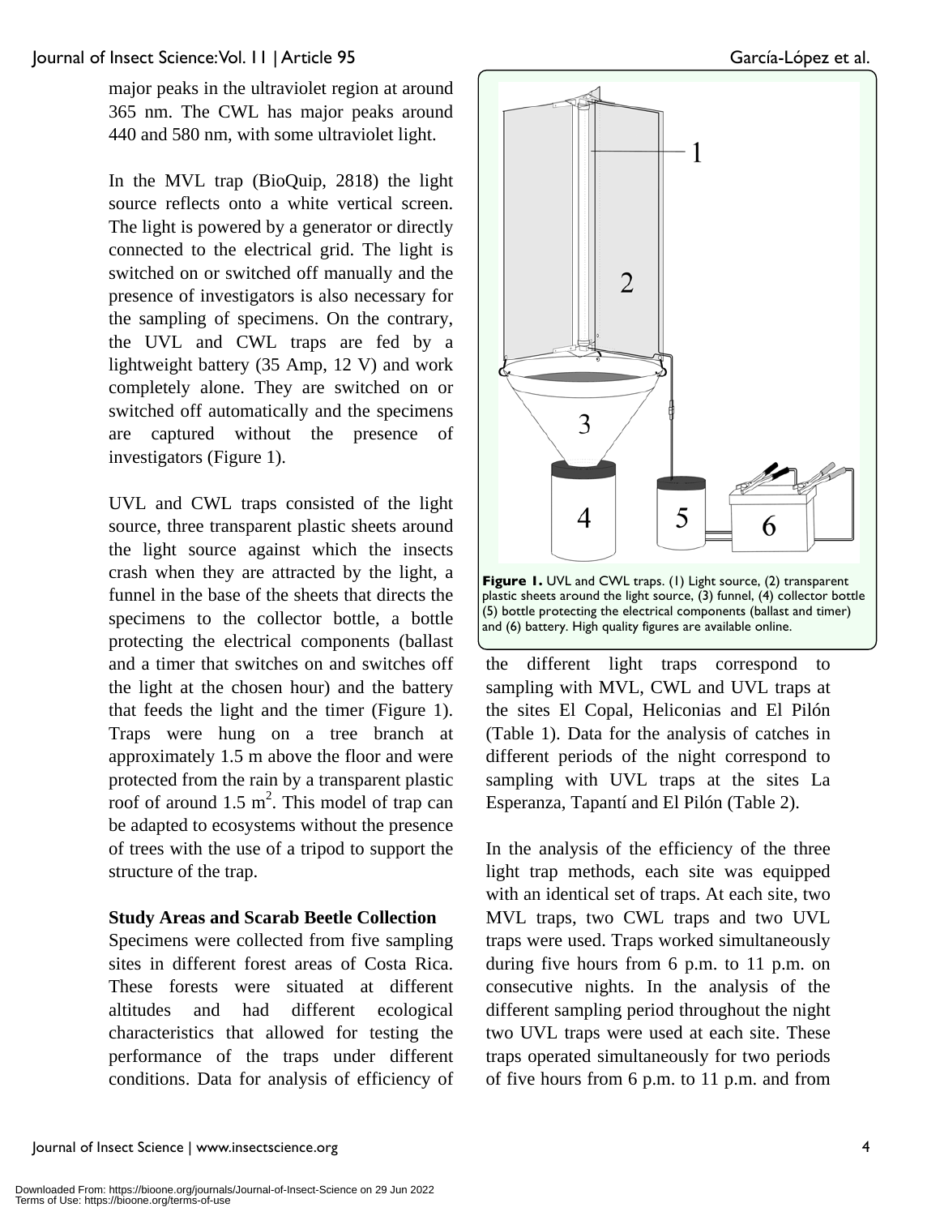major peaks in the ultraviolet region at around 365 nm. The CWL has major peaks around 440 and 580 nm, with some ultraviolet light.

In the MVL trap (BioQuip, 2818) the light source reflects onto a white vertical screen. The light is powered by a generator or directly connected to the electrical grid. The light is switched on or switched off manually and the presence of investigators is also necessary for the sampling of specimens. On the contrary, the UVL and CWL traps are fed by a lightweight battery (35 Amp, 12 V) and work completely alone. They are switched on or switched off automatically and the specimens are captured without the presence of investigators (Figure 1).

UVL and CWL traps consisted of the light source, three transparent plastic sheets around the light source against which the insects crash when they are attracted by the light, a funnel in the base of the sheets that directs the specimens to the collector bottle, a bottle protecting the electrical components (ballast and a timer that switches on and switches off the light at the chosen hour) and the battery that feeds the light and the timer (Figure 1). Traps were hung on a tree branch at approximately 1.5 m above the floor and were protected from the rain by a transparent plastic roof of around 1.5 m$^2$. This model of trap can be adapted to ecosystems without the presence of trees with the use of a tripod to support the structure of the trap.

**Figure 1.** UVL and CWL traps. (1) Light source, (2) transparent plastic sheets around the light source, (3) funnel, (4) collector bottle (5) bottle protecting the electrical components (ballast and timer) and (6) battery. High quality figures are available online.

**Study Areas and Scarab Beetle Collection**

Specimens were collected from five sampling sites in different forest areas of Costa Rica. These forests were situated at different altitudes and had different ecological characteristics that allowed for testing the performance of the traps under different conditions. Data for analysis of efficiency of the different light traps correspond to sampling with MVL, CWL and UVL traps at the sites El Copal, Heliconias and El Pilón (Table 1). Data for the analysis of catches in different periods of the night correspond to sampling with UVL traps at the sites La Esperanza, Tapantí and El Pilón (Table 2).

In the analysis of the efficiency of the three light trap methods, each site was equipped with an identical set of traps. At each site, two MVL traps, two CWL traps and two UVL traps were used. Traps worked simultaneously during five hours from 6 p.m. to 11 p.m. on consecutive nights. In the analysis of the different sampling period throughout the night two UVL traps were used at each site. These traps operated simultaneously for two periods of five hours from 6 p.m. to 11 p.m. and from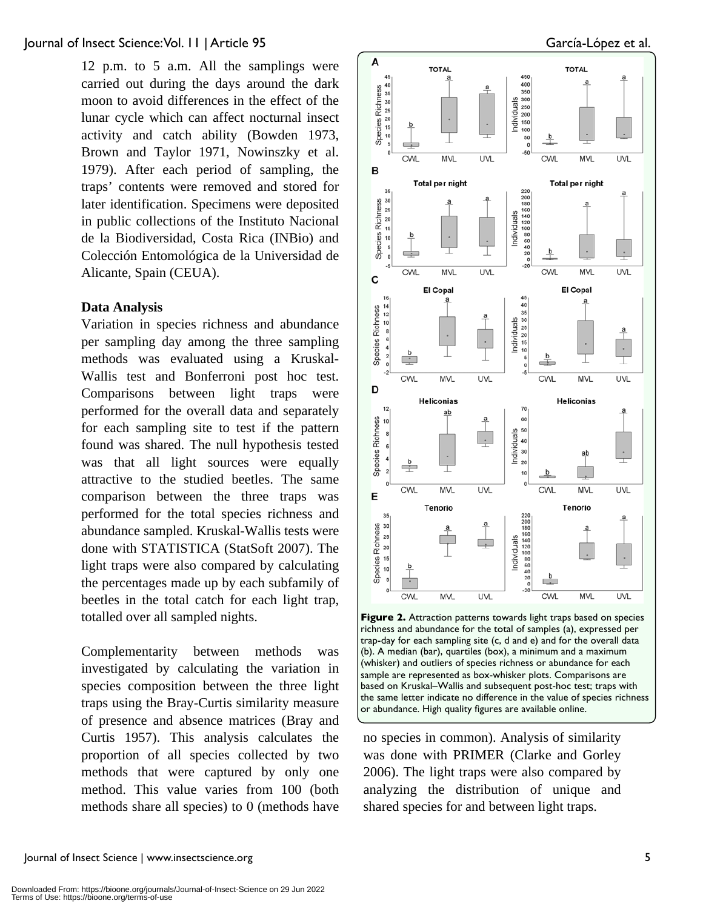12 p.m. to 5 a.m. All the samplings were carried out during the days around the dark moon to avoid differences in the effect of the lunar cycle which can affect nocturnal insect activity and catch ability (Bowden 1973, Brown and Taylor 1971, Nowinszky et al. 1979). After each period of sampling, the traps' contents were removed and stored for later identification. Specimens were deposited in public collections of the Instituto Nacional de la Biodiversidad, Costa Rica (INBio) and Colección Entomológica de la Universidad de Alicante, Spain (CEUA).

### Data Analysis

Variation in species richness and abundance per sampling day among the three sampling methods was evaluated using a Kruskal-Wallis test and Bonferroni post hoc test. Comparisons between light traps were performed for the overall data and separately for each sampling site to test if the pattern found was shared. The null hypothesis tested was that all light sources were equally attractive to the studied beetles. The same comparison between the three traps was performed for the total species richness and abundance sampled. Kruskal-Wallis tests were done with STATISTICA (StatSoft 2007). The light traps were also compared by calculating the percentages made up by each subfamily of beetles in the total catch for each light trap, totalled over all sampled nights.

Complementarity between methods was investigated by calculating the variation in species composition between the three light traps using the Bray-Curtis similarity measure of presence and absence matrices (Bray and Curtis 1957). This analysis calculates the proportion of all species collected by two methods that were captured by only one method. This value varies from 100 (both methods share all species) to 0 (methods have no species in common). Analysis of similarity was done with PRIMER (Clarke and Gorley 2006). The light traps were also compared by analyzing the distribution of unique and shared species for and between light traps.

**Figure 2.** Attraction patterns towards light traps based on species richness and abundance for the total of samples (a), expressed per trap-day for each sampling site (c, d and e) and for the overall data (b). A median (bar), quartiles (box), a minimum and a maximum (whisker) and outliers of species richness or abundance for each sample are represented as box-whisker plots. Comparisons are based on Kruskal–Wallis and subsequent post-hoc test; traps with the same letter indicate no difference in the value of species richness or abundance. High quality figures are available online.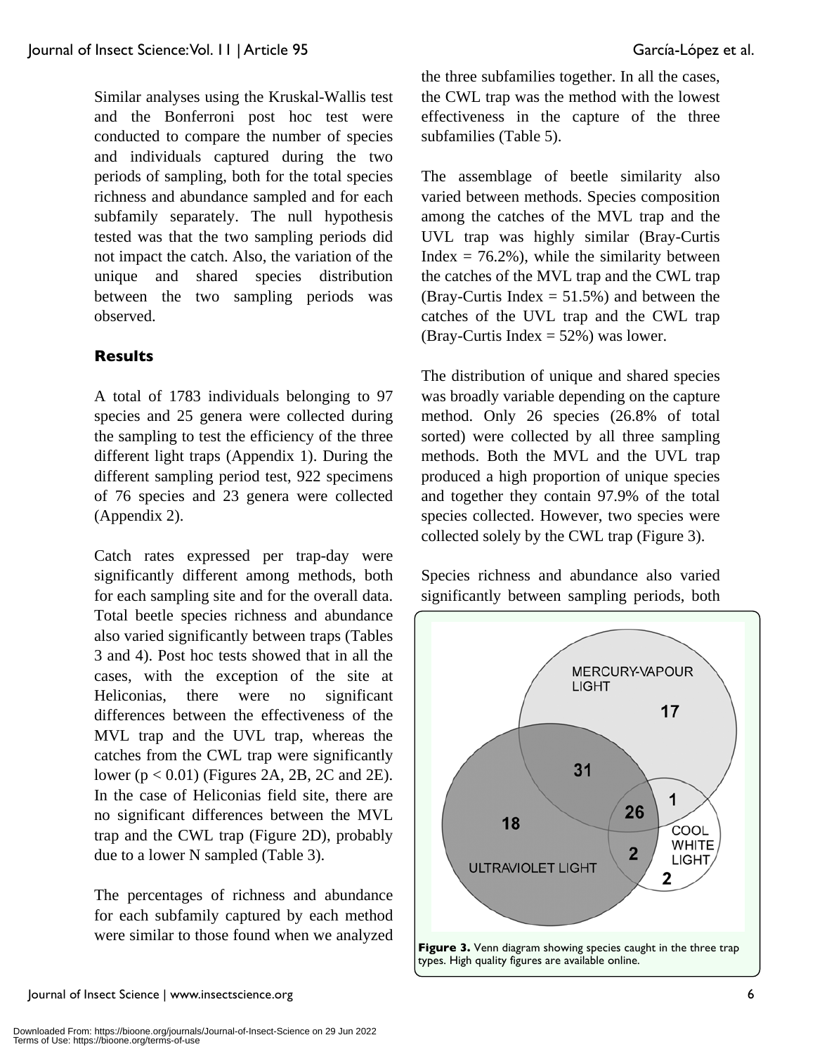Similar analyses using the Kruskal-Wallis test and the Bonferroni post hoc test were conducted to compare the number of species and individuals captured during the two periods of sampling, both for the total species richness and abundance sampled and for each subfamily separately. The null hypothesis tested was that the two sampling periods did not impact the catch. Also, the variation of the unique and shared species distribution between the two sampling periods was observed.

## Results

A total of 1783 individuals belonging to 97 species and 25 genera were collected during the sampling to test the efficiency of the three different light traps (Appendix 1). During the different sampling period test, 922 specimens of 76 species and 23 genera were collected (Appendix 2).

Catch rates expressed per trap-day were significantly different among methods, both for each sampling site and for the overall data. Total beetle species richness and abundance also varied significantly between traps (Tables 3 and 4). Post hoc tests showed that in all the cases, with the exception of the site at Heliconias, there were no significant differences between the effectiveness of the MVL trap and the UVL trap, whereas the catches from the CWL trap were significantly lower ($p < 0.01$) (Figures 2A, 2B, 2C and 2E). In the case of Heliconias field site, there are no significant differences between the MVL trap and the CWL trap (Figure 2D), probably due to a lower N sampled (Table 3).

The percentages of richness and abundance for each subfamily captured by each method were similar to those found when we analyzed the three subfamilies together. In all the cases, the CWL trap was the method with the lowest effectiveness in the capture of the three subfamilies (Table 5).

The assemblage of beetle similarity also varied between methods. Species composition among the catches of the MVL trap and the UVL trap was highly similar (Bray-Curtis Index = 76.2%), while the similarity between the catches of the MVL trap and the CWL trap (Bray-Curtis Index = 51.5%) and between the catches of the UVL trap and the CWL trap (Bray-Curtis Index = 52%) was lower.

The distribution of unique and shared species was broadly variable depending on the capture method. Only 26 species (26.8% of total sorted) were collected by all three sampling methods. Both the MVL and the UVL trap produced a high proportion of unique species and together they contain 97.9% of the total species collected. However, two species were collected solely by the CWL trap (Figure 3).

Species richness and abundance also varied significantly between sampling periods, both

**Figure 3.** Venn diagram showing species caught in the three trap types. High quality figures are available online.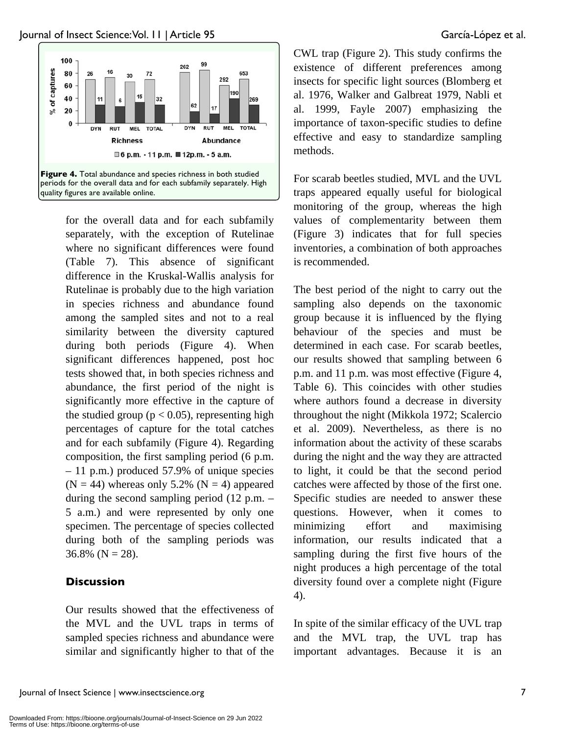Figure 4. Total abundance and species richness in both studied periods for the overall data and for each subfamily separately. High quality figures are available online.

for the overall data and for each subfamily separately, with the exception of Rutelinae where no significant differences were found (Table 7). This absence of significant difference in the Kruskal-Wallis analysis for Rutelinae is probably due to the high variation in species richness and abundance found among the sampled sites and not to a real similarity between the diversity captured during both periods (Figure 4). When significant differences happened, post hoc tests showed that, in both species richness and abundance, the first period of the night is significantly more effective in the capture of the studied group ($p < 0.05$), representing high percentages of capture for the total catches and for each subfamily (Figure 4). Regarding composition, the first sampling period (6 p.m. – 11 p.m.) produced 57.9% of unique species ($N = 44$) whereas only 5.2% ($N = 4$) appeared during the second sampling period (12 p.m. – 5 a.m.) and were represented by only one specimen. The percentage of species collected during both of the sampling periods was 36.8% ($N = 28$).

## Discussion

Our results showed that the effectiveness of the MVL and the UVL traps in terms of sampled species richness and abundance were similar and significantly higher to that of the CWL trap (Figure 2). This study confirms the existence of different preferences among insects for specific light sources (Blomberg et al. 1976, Walker and Galbreat 1979, Nabli et al. 1999, Fayle 2007) emphasizing the importance of taxon-specific studies to define effective and easy to standardize sampling methods.

For scarab beetles studied, MVL and the UVL traps appeared equally useful for biological monitoring of the group, whereas the high values of complementarity between them (Figure 3) indicates that for full species inventories, a combination of both approaches is recommended.

The best period of the night to carry out the sampling also depends on the taxonomic group because it is influenced by the flying behaviour of the species and must be determined in each case. For scarab beetles, our results showed that sampling between 6 p.m. and 11 p.m. was most effective (Figure 4, Table 6). This coincides with other studies where authors found a decrease in diversity throughout the night (Mikkola 1972; Scalercio et al. 2009). Nevertheless, as there is no information about the activity of these scarabs during the night and the way they are attracted to light, it could be that the second period catches were affected by those of the first one. Specific studies are needed to answer these questions. However, when it comes to minimizing effort and maximising information, our results indicated that a sampling during the first five hours of the night produces a high percentage of the total diversity found over a complete night (Figure 4).

In spite of the similar efficacy of the UVL trap and the MVL trap, the UVL trap has important advantages. Because it is an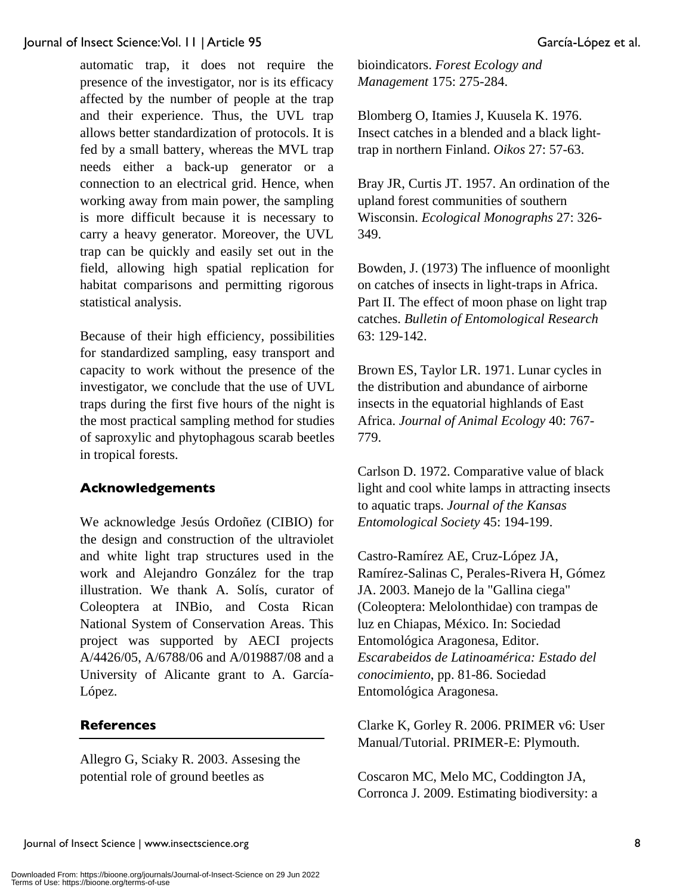automatic trap, it does not require the presence of the investigator, nor is its efficacy affected by the number of people at the trap and their experience. Thus, the UVL trap allows better standardization of protocols. It is fed by a small battery, whereas the MVL trap needs either a back-up generator or a connection to an electrical grid. Hence, when working away from main power, the sampling is more difficult because it is necessary to carry a heavy generator. Moreover, the UVL trap can be quickly and easily set out in the field, allowing high spatial replication for habitat comparisons and permitting rigorous statistical analysis.

Because of their high efficiency, possibilities for standardized sampling, easy transport and capacity to work without the presence of the investigator, we conclude that the use of UVL traps during the first five hours of the night is the most practical sampling method for studies of saproxylic and phytophagous scarab beetles in tropical forests.

## Acknowledgements

We acknowledge Jesús Ordoñez (CIBIO) for the design and construction of the ultraviolet and white light trap structures used in the work and Alejandro González for the trap illustration. We thank A. Solís, curator of Coleoptera at INBio, and Costa Rican National System of Conservation Areas. This project was supported by AECI projects A/4426/05, A/6788/06 and A/019887/08 and a University of Alicante grant to A. García-López.

## References

Allegro G, Sciaky R. 2003. Assesing the potential role of ground beetles as bioindicators. *Forest Ecology and Management* 175: 275-284.

Blomberg O, Itamies J, Kuusela K. 1976. Insect catches in a blended and a black light-trap in northern Finland. *Oikos* 27: 57-63.

Bray JR, Curtis JT. 1957. An ordination of the upland forest communities of southern Wisconsin. *Ecological Monographs* 27: 326-349.

Bowden, J. (1973) The influence of moonlight on catches of insects in light-traps in Africa. Part II. The effect of moon phase on light trap catches. *Bulletin of Entomological Research* 63: 129-142.

Brown ES, Taylor LR. 1971. Lunar cycles in the distribution and abundance of airborne insects in the equatorial highlands of East Africa. *Journal of Animal Ecology* 40: 767-779.

Carlson D. 1972. Comparative value of black light and cool white lamps in attracting insects to aquatic traps. *Journal of the Kansas Entomological Society* 45: 194-199.

Castro-Ramírez AE, Cruz-López JA, Ramírez-Salinas C, Perales-Rivera H, Gómez JA. 2003. Manejo de la "Gallina ciega" (Coleoptera: Melolonthidae) con trampas de luz en Chiapas, México. In: Sociedad Entomológica Aragonesa, Editor. *Escarabeidos de Latinoamérica: Estado del conocimiento*, pp. 81-86. Sociedad Entomológica Aragonesa.

Clarke K, Gorley R. 2006. PRIMER v6: User Manual/Tutorial. PRIMER-E: Plymouth.

Coscaron MC, Melo MC, Coddington JA, Corronca J. 2009. Estimating biodiversity: a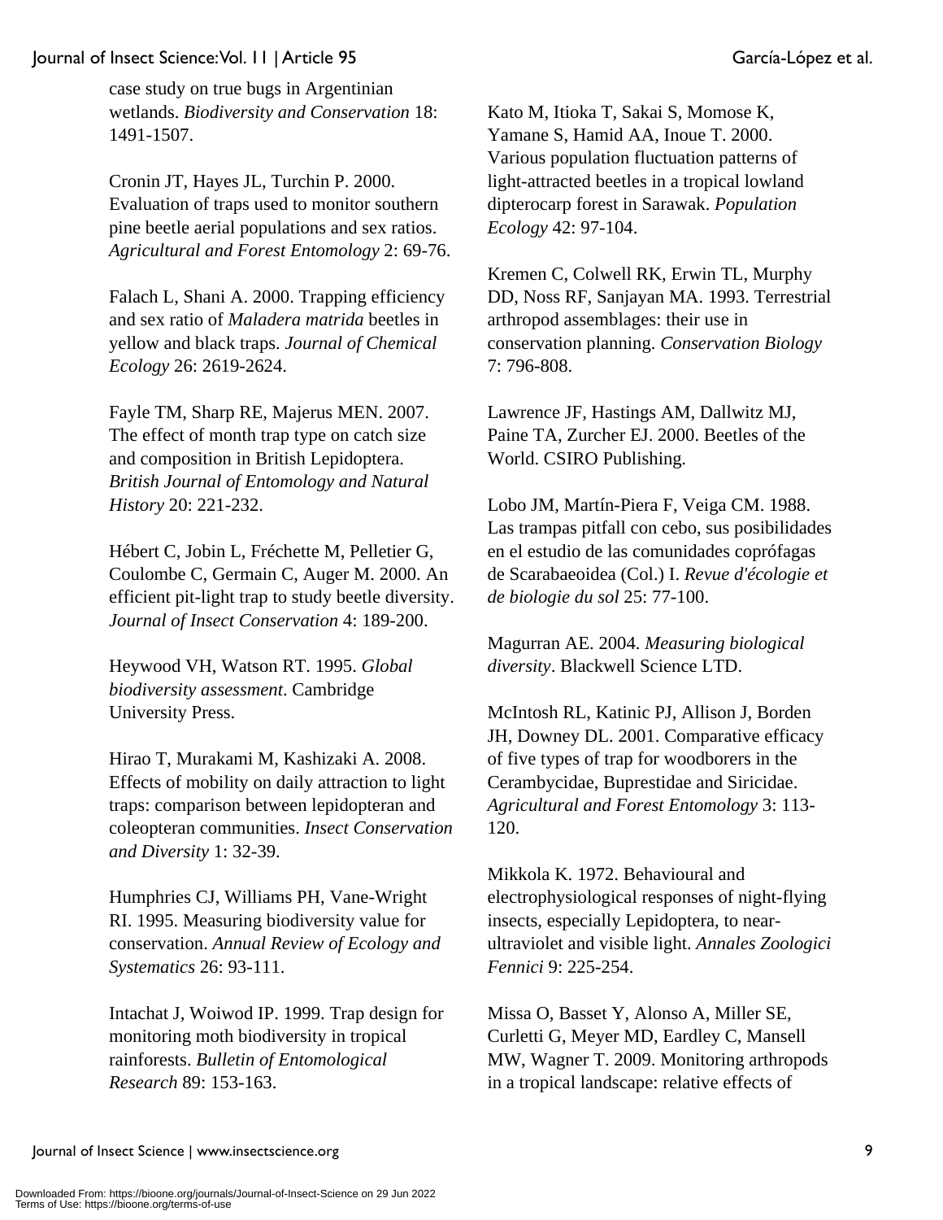case study on true bugs in Argentinian wetlands. *Biodiversity and Conservation* 18: 1491-1507.

Cronin JT, Hayes JL, Turchin P. 2000. Evaluation of traps used to monitor southern pine beetle aerial populations and sex ratios. *Agricultural and Forest Entomology* 2: 69-76.

Falach L, Shani A. 2000. Trapping efficiency and sex ratio of *Maladera matrida* beetles in yellow and black traps. *Journal of Chemical Ecology* 26: 2619-2624.

Fayle TM, Sharp RE, Majerus MEN. 2007. The effect of month trap type on catch size and composition in British Lepidoptera. *British Journal of Entomology and Natural History* 20: 221-232.

Hébert C, Jobin L, Fréchette M, Pelletier G, Coulombe C, Germain C, Auger M. 2000. An efficient pit-light trap to study beetle diversity. *Journal of Insect Conservation* 4: 189-200.

Heywood VH, Watson RT. 1995. *Global biodiversity assessment*. Cambridge University Press.

Hirao T, Murakami M, Kashizaki A. 2008. Effects of mobility on daily attraction to light traps: comparison between lepidopteran and coleopteran communities. *Insect Conservation and Diversity* 1: 32-39.

Humphries CJ, Williams PH, Vane-Wright RI. 1995. Measuring biodiversity value for conservation. *Annual Review of Ecology and Systematics* 26: 93-111.

Intachat J, Woiwod IP. 1999. Trap design for monitoring moth biodiversity in tropical rainforests. *Bulletin of Entomological Research* 89: 153-163.

Kato M, Itioka T, Sakai S, Momose K, Yamane S, Hamid AA, Inoue T. 2000. Various population fluctuation patterns of light-attracted beetles in a tropical lowland dipterocarp forest in Sarawak. *Population Ecology* 42: 97-104.

Kremen C, Colwell RK, Erwin TL, Murphy DD, Noss RF, Sanjayan MA. 1993. Terrestrial arthropod assemblages: their use in conservation planning. *Conservation Biology* 7: 796-808.

Lawrence JF, Hastings AM, Dallwitz MJ, Paine TA, Zurcher EJ. 2000. Beetles of the World. CSIRO Publishing.

Lobo JM, Martín-Piera F, Veiga CM. 1988. Las trampas pitfall con cebo, sus posibilidades en el estudio de las comunidades coprófagas de Scarabaeoidea (Col.) I. *Revue d'écologie et de biologie du sol* 25: 77-100.

Magurran AE. 2004. *Measuring biological diversity*. Blackwell Science LTD.

McIntosh RL, Katinic PJ, Allison J, Borden JH, Downey DL. 2001. Comparative efficacy of five types of trap for woodborers in the Cerambycidae, Buprestidae and Siricidae. *Agricultural and Forest Entomology* 3: 113-120.

Mikkola K. 1972. Behavioural and electrophysiological responses of night-flying insects, especially Lepidoptera, to near-ultraviolet and visible light. *Annales Zoologici Fennici* 9: 225-254.

Missa O, Basset Y, Alonso A, Miller SE, Curletti G, Meyer MD, Eardley C, Mansell MW, Wagner T. 2009. Monitoring arthropods in a tropical landscape: relative effects of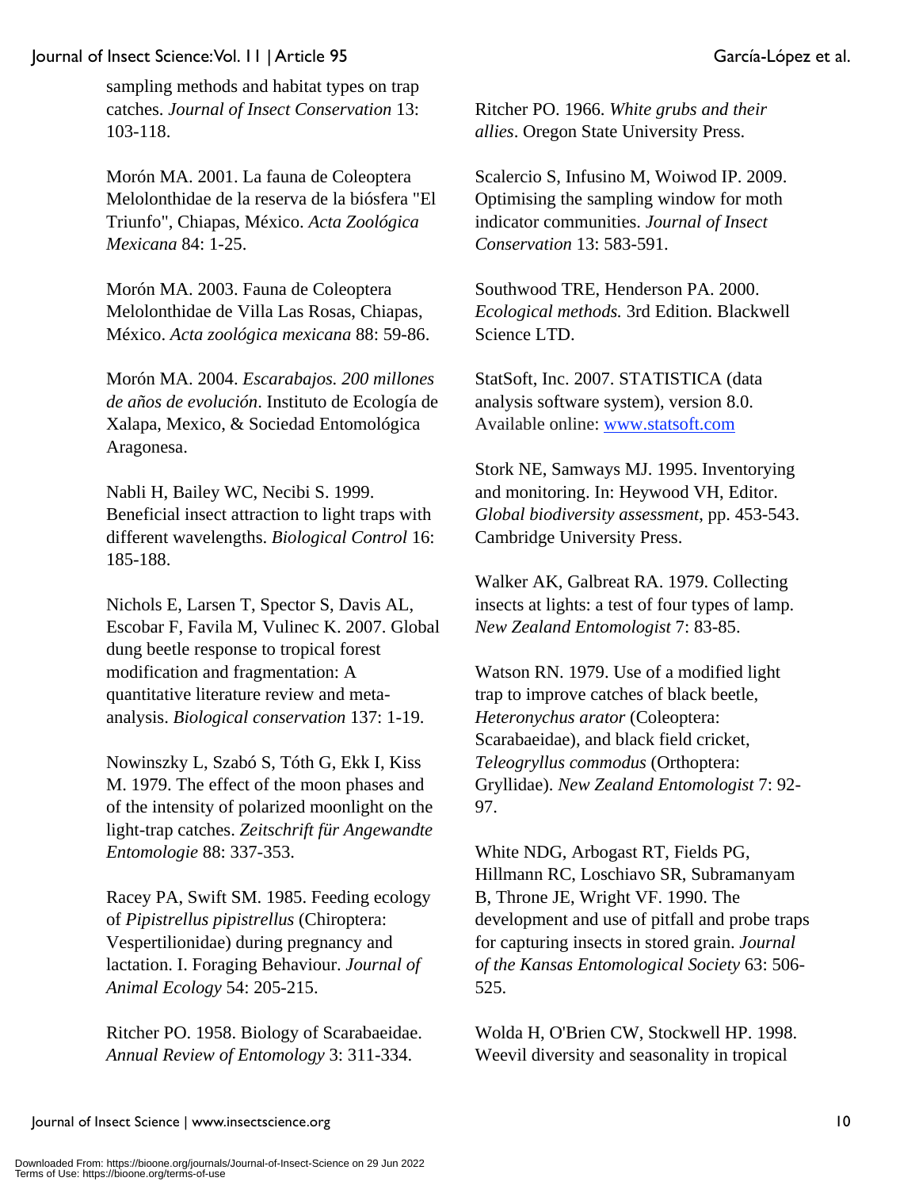sampling methods and habitat types on trap catches. *Journal of Insect Conservation* 13: 103-118.

Morón MA. 2001. La fauna de Coleoptera Melolonthidae de la reserva de la biósfera "El Triunfo", Chiapas, México. *Acta Zoológica Mexicana* 84: 1-25.

Morón MA. 2003. Fauna de Coleoptera Melolonthidae de Villa Las Rosas, Chiapas, México. *Acta zoológica mexicana* 88: 59-86.

Morón MA. 2004. *Escarabajos. 200 millones de años de evolución*. Instituto de Ecología de Xalapa, Mexico, & Sociedad Entomológica Aragonesa.

Nabli H, Bailey WC, Necibi S. 1999. Beneficial insect attraction to light traps with different wavelengths. *Biological Control* 16: 185-188.

Nichols E, Larsen T, Spector S, Davis AL, Escobar F, Favila M, Vulinec K. 2007. Global dung beetle response to tropical forest modification and fragmentation: A quantitative literature review and meta-analysis. *Biological conservation* 137: 1-19.

Nowinszky L, Szabó S, Tóth G, Ekk I, Kiss M. 1979. The effect of the moon phases and of the intensity of polarized moonlight on the light-trap catches. *Zeitschrift für Angewandte Entomologie* 88: 337-353.

Racey PA, Swift SM. 1985. Feeding ecology of *Pipistrellus pipistrellus* (Chiroptera: Vespertilionidae) during pregnancy and lactation. I. Foraging Behaviour. *Journal of Animal Ecology* 54: 205-215.

Ritcher PO. 1958. Biology of Scarabaeidae. *Annual Review of Entomology* 3: 311-334.

Ritcher PO. 1966. *White grubs and their allies*. Oregon State University Press.

Scalercio S, Infusino M, Woiwod IP. 2009. Optimising the sampling window for moth indicator communities. *Journal of Insect Conservation* 13: 583-591.

Southwood TRE, Henderson PA. 2000. *Ecological methods.* 3rd Edition. Blackwell Science LTD.

StatSoft, Inc. 2007. STATISTICA (data analysis software system), version 8.0. Available online: www.statsoft.com

Stork NE, Samways MJ. 1995. Inventorying and monitoring. In: Heywood VH, Editor. *Global biodiversity assessment*, pp. 453-543. Cambridge University Press.

Walker AK, Galbreat RA. 1979. Collecting insects at lights: a test of four types of lamp. *New Zealand Entomologist* 7: 83-85.

Watson RN. 1979. Use of a modified light trap to improve catches of black beetle, *Heteronychus arator* (Coleoptera: Scarabaeidae), and black field cricket, *Teleogryllus commodus* (Orthoptera: Gryllidae). *New Zealand Entomologist* 7: 92-97.

White NDG, Arbogast RT, Fields PG, Hillmann RC, Loschiavo SR, Subramanyam B, Throne JE, Wright VF. 1990. The development and use of pitfall and probe traps for capturing insects in stored grain. *Journal of the Kansas Entomological Society* 63: 506-525.

Wolda H, O'Brien CW, Stockwell HP. 1998. Weevil diversity and seasonality in tropical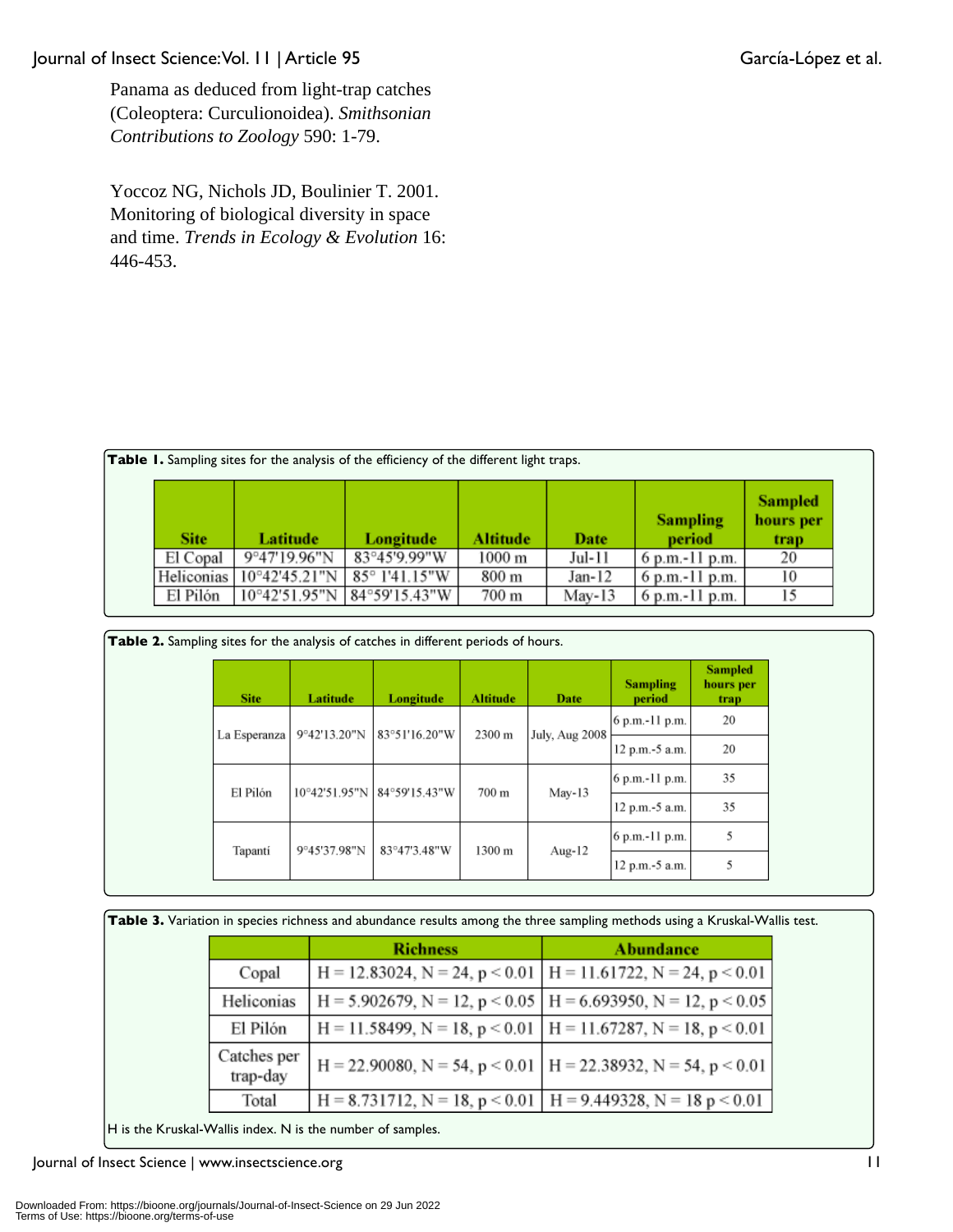Panama as deduced from light-trap catches (Coleoptera: Curculionoidea). *Smithsonian Contributions to Zoology* 590: 1-79.

Yoccoz NG, Nichols JD, Boulinier T. 2001. Monitoring of biological diversity in space and time. *Trends in Ecology & Evolution* 16: 446-453.

**Table 1.** Sampling sites for the analysis of the efficiency of the different light traps.

| Site | Latitude | Longitude | Altitude | Date | Sampling period | Sampled hours per trap |
|---|---|---|---|---|---|---|
| El Copal | 9°47'19.96"N | 83°45'9.99"W | 1000 m | Jul-11 | 6 p.m.-11 p.m. | 20 |
| Heliconias | 10°42'45.21"N | 85° 1'41.15"W | 800 m | Jan-12 | 6 p.m.-11 p.m. | 10 |
| El Pilón | 10°42'51.95"N | 84°59'15.43"W | 700 m | May-13 | 6 p.m.-11 p.m. | 15 |

**Table 2.** Sampling sites for the analysis of catches in different periods of hours.

| Site | Latitude | Longitude | Altitude | Date | Sampling period | Sampled hours per trap |
|---|---|---|---|---|---|---|
| La Esperanza | 9°42'13.20"N | 83°51'16.20"W | 2300 m | July, Aug 2008 | 6 p.m.-11 p.m. | 20 |
| | | | | | 12 p.m.-5 a.m. | 20 |
| El Pilón | 10°42'51.95"N | 84°59'15.43"W | 700 m | May-13 | 6 p.m.-11 p.m. | 35 |
| | | | | | 12 p.m.-5 a.m. | 35 |
| Tapantí | 9°45'37.98"N | 83°47'3.48"W | 1300 m | Aug-12 | 6 p.m.-11 p.m. | 5 |
| | | | | | 12 p.m.-5 a.m. | 5 |

**Table 3.** Variation in species richness and abundance results among the three sampling methods using a Kruskal-Wallis test.

| | Richness | Abundance |
|---|---|---|
| Copal | $H = 12.83024$, $N = 24$, $p < 0.01$ | $H = 11.61722$, $N = 24$, $p < 0.01$ |
| Heliconias | $H = 5.902679$, $N = 12$, $p < 0.05$ | $H = 6.693950$, $N = 12$, $p < 0.05$ |
| El Pilón | $H = 11.58499$, $N = 18$, $p < 0.01$ | $H = 11.67287$, $N = 18$, $p < 0.01$ |
| Catches per trap-day | $H = 22.90080$, $N = 54$, $p < 0.01$ | $H = 22.38932$, $N = 54$, $p < 0.01$ |
| Total | $H = 8.731712$, $N = 18$, $p < 0.01$ | $H = 9.449328$, $N = 18$ $p < 0.01$ |

H is the Kruskal-Wallis index. N is the number of samples.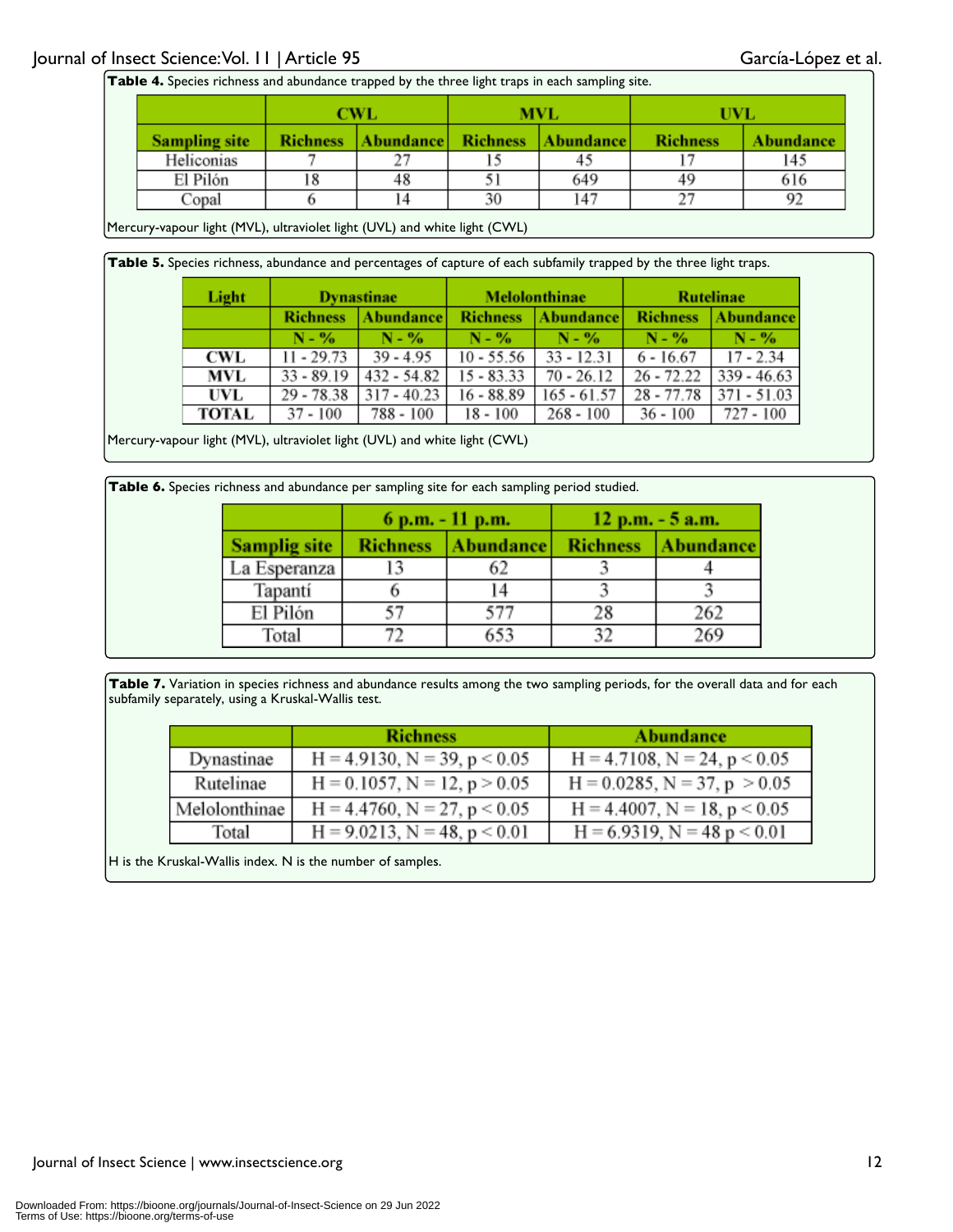**Table 4.** Species richness and abundance trapped by the three light traps in each sampling site.

| | CWL | | MVL | | UVL | |
|---|---|---|---|---|---|---|
| **Sampling site** | **Richness** | **Abundance** | **Richness** | **Abundance** | **Richness** | **Abundance** |
| Heliconias | 7 | 27 | 15 | 45 | 17 | 145 |
| El Pilón | 18 | 48 | 51 | 649 | 49 | 616 |
| Copal | 6 | 14 | 30 | 147 | 27 | 92 |

Mercury-vapour light (MVL), ultraviolet light (UVL) and white light (CWL)

**Table 5.** Species richness, abundance and percentages of capture of each subfamily trapped by the three light traps.

| Light | Dynastinae | | Melolonthinae | | Rutelinae | |
|---|---|---|---|---|---|---|
| | **Richness** | **Abundance** | **Richness** | **Abundance** | **Richness** | **Abundance** |
| | **N - %** | **N - %** | **N - %** | **N - %** | **N - %** | **N - %** |
| **CWL** | 11 - 29.73 | 39 - 4.95 | 10 - 55.56 | 33 - 12.31 | 6 - 16.67 | 17 - 2.34 |
| **MVL** | 33 - 89.19 | 432 - 54.82 | 15 - 83.33 | 70 - 26.12 | 26 - 72.22 | 339 - 46.63 |
| **UVL** | 29 - 78.38 | 317 - 40.23 | 16 - 88.89 | 165 - 61.57 | 28 - 77.78 | 371 - 51.03 |
| **TOTAL** | 37 - 100 | 788 - 100 | 18 - 100 | 268 - 100 | 36 - 100 | 727 - 100 |

Mercury-vapour light (MVL), ultraviolet light (UVL) and white light (CWL)

**Table 6.** Species richness and abundance per sampling site for each sampling period studied.

| | 6 p.m. - 11 p.m. | | 12 p.m. - 5 a.m. | |
|---|---|---|---|---|
| **Samplig site** | **Richness** | **Abundance** | **Richness** | **Abundance** |
| La Esperanza | 13 | 62 | 3 | 4 |
| Tapantí | 6 | 14 | 3 | 3 |
| El Pilón | 57 | 577 | 28 | 262 |
| Total | 72 | 653 | 32 | 269 |

**Table 7.** Variation in species richness and abundance results among the two sampling periods, for the overall data and for each subfamily separately, using a Kruskal-Wallis test.

| | Richness | Abundance |
|---|---|---|
| Dynastinae | $H = 4.9130, N = 39, p < 0.05$ | $H = 4.7108, N = 24, p < 0.05$ |
| Rutelinae | $H = 0.1057, N = 12, p > 0.05$ | $H = 0.0285, N = 37, p > 0.05$ |
| Melolonthinae | $H = 4.4760, N = 27, p < 0.05$ | $H = 4.4007, N = 18, p < 0.05$ |
| Total | $H = 9.0213, N = 48, p < 0.01$ | $H = 6.9319, N = 48\ p < 0.01$ |

H is the Kruskal-Wallis index. N is the number of samples.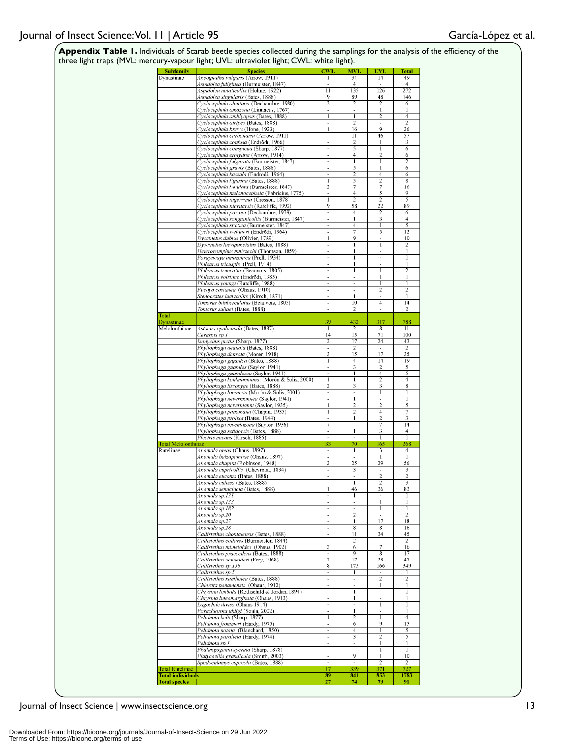**Appendix Table 1.** Individuals of Scarab beetle species collected during the samplings for the analysis of the efficiency of the three light traps (MVL: mercury-vapour light; UVL: ultraviolet light; CWL: white light).

| Subfamily | Species | CWL | MVL | UVL | Total |
|---|---|---|---|---|---|
| Dynastinae | *Ancognatha vulgaris* (Arrow, 1911) | 1 | 34 | 14 | 49 |
| | *Aspidolea fuliginea* (Burmeister, 1847) | - | 4 | - | 4 |
| | *Aspidolea notaticollis* (Hohne, 1922) | 11 | 135 | 126 | 272 |
| | *Aspidolea singularis* (Bates, 1888) | 9 | 89 | 48 | 146 |
| | *Cyclocephala almitana* (Dechambre, 1980) | 2 | 2 | 2 | 6 |
| | *Cyclocephala amazona* (Linnaeus, 1767) | - | - | 1 | 1 |
| | *Cyclocephala amblyopsis* (Bates, 1888) | 1 | 1 | 2 | 4 |
| | *Cyclocephala atripes* (Bates, 1888) | - | 2 | - | 2 |
| | *Cyclocephala brevis* (Hone, 1923) | 1 | 16 | 9 | 26 |
| | *Cyclocephala carbonaria* (Arrow, 1911) | - | 11 | 46 | 57 |
| | *Cyclocephala confusa* (Endrödi, 1966) | - | 2 | 1 | 3 |
| | *Cyclocephala conspicua* (Sharp, 1877) | - | 5 | 1 | 6 |
| | *Cyclocephala erotylina* (Arrow, 1914) | - | 4 | 2 | 6 |
| | *Cyclocephala fulgurata* (Burmeister, 1847) | - | 1 | 1 | 2 |
| | *Cyclocephala gravis* (Bates, 1888) | - | 5 | 1 | 6 |
| | *Cyclocephala kaszabi* (Endrödi, 1964) | - | 2 | 4 | 6 |
| | *Cyclocephala ligurina* (Bates, 1888) | 1 | 5 | 2 | 8 |
| | *Cyclocephala lunulata* (Burmeister, 1847) | 2 | 7 | 7 | 16 |
| | *Cyclocephala melanocephala* (Fabricius, 1775) | - | 4 | 5 | 9 |
| | *Cyclocephala nigerrima* (Cresson, 1878) | 1 | 2 | 2 | 5 |
| | *Cyclocephala nigritarsis* (Ratcliffe, 1992) | 9 | 58 | 22 | 89 |
| | *Cyclocephala porioni* (Dechambre, 1979) | - | 4 | 2 | 6 |
| | *Cyclocephala sanguinicollis* (Burmeister, 1847) | - | 1 | 3 | 4 |
| | *Cyclocephala stictica* (Burmeister, 1847) | - | 4 | 1 | 5 |
| | *Cyclocephala weidneri* (Endrödi, 1964) | - | 7 | 5 | 12 |
| | *Dyscinetus dubius* (Olivier, 1789) | 1 | 9 | - | 10 |
| | *Dyscinetus laevipunctatus* (Bates, 1888) | - | 1 | 1 | 2 |
| | *Heterogomphus mniszechi* (Thomson, 1859) | - | 1 | - | 1 |
| | *Parapucaya amazonica* (Prell, 1934) | - | 1 | - | 1 |
| | *Phileurus tricuspis* (Prell, 1914) | - | 1 | - | 1 |
| | *Phileurus truncatus* (Beauvois, 1805) | - | 1 | 1 | 2 |
| | *Phileurus voirinae* (Endrödi, 1985) | - | - | 1 | 1 |
| | *Phileurus youngi* (Ratcliffe, 1988) | - | - | 1 | 1 |
| | *Pucaya castanea* (Ohaus, 1910) | - | - | 2 | 2 |
| | *Stenocrates laevicollis* (Kirsch, 1871) | - | 1 | - | 1 |
| | *Tomarus bituberculatus* (Beauvois, 1805) | - | 10 | 4 | 14 |
| | *Tomarus sallaei* (Bates, 1888) | - | 2 | - | 2 |
| Total Dynastinae | | 39 | 432 | 317 | 788 |
| Melolonthinae | *Astaena opalicauda* (Bates, 1887) | 1 | 2 | 8 | 11 |
| | *Ceraspis sp.1* | 14 | 15 | 71 | 100 |
| | *Isonychus pictus* (Sharp, 1877) | 2 | 17 | 24 | 43 |
| | *Phyllophaga aequata* (Bates, 1888) | - | 2 | - | 2 |
| | *Phyllophaga densata* (Moser, 1918) | 3 | 15 | 17 | 35 |
| | *Phyllophaga gigantea* (Bates, 1888) | 1 | 4 | 14 | 19 |
| | *Phyllophaga guapiles* (Saylor, 1941) | - | 3 | 2 | 5 |
| | *Phyllophaga guapilesea* (Saylor, 1941) | - | 1 | 4 | 5 |
| | *Phyllophaga kohlmanniana* (Morón & Solís, 2000) | 1 | 1 | 2 | 4 |
| | *Phyllophaga lissopyge* (Bates, 1888) | 2 | 3 | 3 | 8 |
| | *Phyllophaga lorencita* (Morón & Solís, 2001) | - | - | 1 | 1 |
| | *Phyllophaga nevermannea* (Saylor, 1941) | - | 1 | - | 1 |
| | *Phyllophaga nevermanni* (Saylor, 1935) | 1 | 2 | 2 | 5 |
| | *Phyllophaga panamana* (Chapin, 1935) | 1 | 2 | 4 | 7 |
| | *Phyllophaga prolixa* (Bates, 1944) | - | 1 | 2 | 3 |
| | *Phyllophaga reventazona* (Saylor, 1936) | 7 | - | 7 | 14 |
| | *Phyllophaga setidorsis* (Bates, 1888) | - | 1 | 3 | 4 |
| | *Plectris micans* (Kirsch, 1885) | - | - | 1 | 1 |
| Total Melolonthinae | | 33 | 70 | 165 | 268 |
| Rutelinae | *Anomala oreas* (Ohaus, 1897) | - | 1 | 3 | 4 |
| | *Anomala balzapambae* (Ohaus, 1897) | - | - | 1 | 1 |
| | *Anomala chapini* (Robinson, 1948) | 2 | 25 | 29 | 56 |
| | *Anomala cupricollis* (Chevrolat, 1834) | - | 3 | - | 3 |
| | *Anomala eucoma* (Bates, 1888) | - | - | 2 | 2 |
| | *Anomala eulissa* (Bates, 1888) | - | 1 | 2 | 3 |
| | *Anomala semicincta* (Bates, 1888) | 1 | 46 | 36 | 83 |
| | *Anomala sp.131* | - | 1 | - | 1 |
| | *Anomala sp.133* | - | - | 1 | 1 |
| | *Anomala sp.182* | - | - | 1 | 1 |
| | *Anomala sp.20* | - | 2 | - | 2 |
| | *Anomala sp.27* | - | 1 | 17 | 18 |
| | *Anomala sp.28* | - | 8 | 8 | 16 |
| | *Callistetinus chontalensis* (Bates, 1888) | - | 11 | 34 | 45 |
| | *Callistetinus collares* (Burmeister, 1844) | - | 2 | - | 2 |
| | *Callistetinus mimeloides* (Ohaus, 1902) | 3 | 6 | 7 | 16 |
| | *Callistetinus praecellens* (Bates, 1888) | - | 9 | 8 | 17 |
| | *Callistetinus schneideri* (Frey, 1968) | 2 | 17 | 28 | 47 |
| | *Callistetinus sp.138* | 8 | 175 | 166 | 349 |
| | *Callistetinus sp.5* | - | 1 | - | 1 |
| | *Callistetinus xanthólea* (Bates, 1888) | - | - | 2 | 2 |
| | *Chlorota panamensis* (Ohaus, 1912) | - | - | 1 | 1 |
| | *Chrysina limbata* (Rothschild & Jordan, 1894) | - | 1 | - | 1 |
| | *Chrysina luteomarginata* (Ohaus, 1913) | - | 1 | - | 1 |
| | *Lagochile divisa* (Ohaus 1914) | - | - | 1 | 1 |
| | *Parachlorota uhligi* (Soula, 2002) | - | 1 | - | 1 |
| | *Pelidnota belti* (Sharp, 1877) | 1 | 2 | 1 | 4 |
| | *Pelidnota frommeri* (Hardy, 1975) | - | 6 | 9 | 15 |
| | *Pelidnota notata* (Blanchard, 1850) | - | 4 | 1 | 5 |
| | *Pelidnota parallela* (Hardy, 1974) | - | 3 | 2 | 5 |
| | *Pelidnota sp.1* | - | - | 1 | 1 |
| | *Phalangogonia sperata* (Sharp, 1878) | - | - | 1 | 1 |
| | *Platycoelia grandicula* (Smith, 2003) | - | 9 | 1 | 10 |
| | *Spodochlamys cupreola* (Bates, 1888) | - | - | 2 | 2 |
| Total Rutelinae | | 17 | 339 | 371 | 727 |
| Total individuals | | 89 | 841 | 853 | 1783 |
| Total species | | 27 | 74 | 73 | 91 |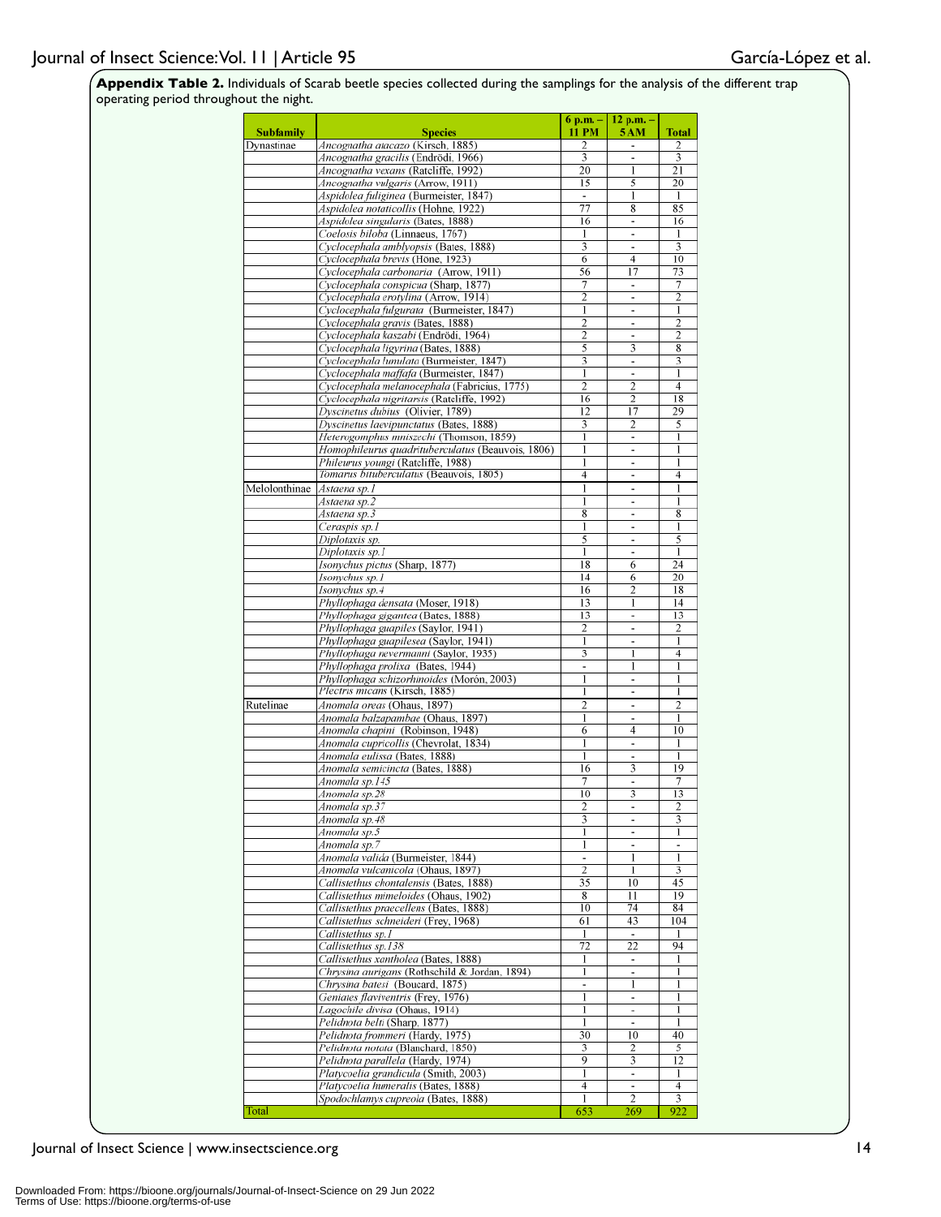**Appendix Table 2.** Individuals of Scarab beetle species collected during the samplings for the analysis of the different trap operating period throughout the night.

| Subfamily | Species | 6 p.m. – 11 PM | 12 p.m. – 5 AM | Total |
|---|---|---|---|---|
| Dynastinae | *Ancognatha atacazo* (Kirsch, 1885) | 2 | - | 2 |
| | *Ancognatha gracilis* (Endrödi, 1966) | 3 | - | 3 |
| | *Ancognatha vexans* (Ratcliffe, 1992) | 20 | 1 | 21 |
| | *Ancognatha vulgaris* (Arrow, 1911) | 15 | 5 | 20 |
| | *Aspidolea fuliginea* (Burmeister, 1847) | - | 1 | 1 |
| | *Aspidolea notaticollis* (Hohne, 1922) | 77 | 8 | 85 |
| | *Aspidolea singularis* (Bates, 1888) | 16 | - | 16 |
| | *Coelosis biloba* (Linnaeus, 1767) | 1 | - | 1 |
| | *Cyclocephala amblyopsis* (Bates, 1888) | 3 | - | 3 |
| | *Cyclocephala brevis* (Höne, 1923) | 6 | 4 | 10 |
| | *Cyclocephala carbonaria* (Arrow, 1911) | 56 | 17 | 73 |
| | *Cyclocephala conspicua* (Sharp, 1877) | 7 | - | 7 |
| | *Cyclocephala erotylina* (Arrow, 1914) | 2 | - | 2 |
| | *Cyclocephala fulgurata* (Burmeister, 1847) | 1 | - | 1 |
| | *Cyclocephala gravis* (Bates, 1888) | 2 | - | 2 |
| | *Cyclocephala kaszabi* (Endrödi, 1964) | 2 | - | 2 |
| | *Cyclocephala ligyrina* (Bates, 1888) | 5 | 3 | 8 |
| | *Cyclocephala lunulata* (Burmeister, 1847) | 3 | - | 3 |
| | *Cyclocephala maffafa* (Burmeister, 1847) | 1 | - | 1 |
| | *Cyclocephala melanocephala* (Fabricius, 1775) | 2 | 2 | 4 |
| | *Cyclocephala nigritarsis* (Ratcliffe, 1992) | 16 | 2 | 18 |
| | *Dyscinetus dubius* (Olivier, 1789) | 12 | 17 | 29 |
| | *Dyscinetus laevipunctatus* (Bates, 1888) | 3 | 2 | 5 |
| | *Heterogomphus mniszechi* (Thomson, 1859) | 1 | - | 1 |
| | *Homophileurus quadrituberculatus* (Beauvois, 1806) | 1 | - | 1 |
| | *Phileurus youngi* (Ratcliffe, 1988) | 1 | - | 1 |
| | *Tomarus bituberculatus* (Beauvois, 1805) | 4 | - | 4 |
| Melolonthinae | *Astaena sp.1* | 1 | - | 1 |
| | *Astaena sp.2* | 1 | - | 1 |
| | *Astaena sp.3* | 8 | - | 8 |
| | *Ceraspis sp.1* | 1 | - | 1 |
| | *Diplotaxis sp.* | 5 | - | 5 |
| | *Diplotaxis sp.1* | 1 | - | 1 |
| | *Isonychus pictus* (Sharp, 1877) | 18 | 6 | 24 |
| | *Isonychus sp.1* | 14 | 6 | 20 |
| | *Isonychus sp.4* | 16 | 2 | 18 |
| | *Phyllophaga densata* (Moser, 1918) | 13 | 1 | 14 |
| | *Phyllophaga gigantea* (Bates, 1888) | 13 | - | 13 |
| | *Phyllophaga guapiles* (Saylor, 1941) | 2 | - | 2 |
| | *Phyllophaga guapilesea* (Saylor, 1941) | 1 | - | 1 |
| | *Phyllophaga nevermanni* (Saylor, 1935) | 3 | 1 | 4 |
| | *Phyllophaga prolixa* (Bates, 1944) | - | 1 | 1 |
| | *Phyllophaga schizorhinoides* (Morón, 2003) | 1 | - | 1 |
| | *Plectris micans* (Kirsch, 1885) | 1 | - | 1 |
| Rutelinae | *Anomala oreas* (Ohaus, 1897) | 2 | - | 2 |
| | *Anomala balzapambae* (Ohaus, 1897) | 1 | - | 1 |
| | *Anomala chapini* (Robinson, 1948) | 6 | 4 | 10 |
| | *Anomala cupricollis* (Chevrolat, 1834) | 1 | - | 1 |
| | *Anomala eulissa* (Bates, 1888) | 1 | - | 1 |
| | *Anomala semicincta* (Bates, 1888) | 16 | 3 | 19 |
| | *Anomala sp.145* | 7 | - | 7 |
| | *Anomala sp.28* | 10 | 3 | 13 |
| | *Anomala sp.37* | 2 | - | 2 |
| | *Anomala sp.48* | 3 | - | 3 |
| | *Anomala sp.5* | 1 | - | 1 |
| | *Anomala sp.7* | 1 | - | - |
| | *Anomala valida* (Burmeister, 1844) | - | 1 | 1 |
| | *Anomala vulcanicola* (Ohaus, 1897) | 2 | 1 | 3 |
| | *Callistethus chontalensis* (Bates, 1888) | 35 | 10 | 45 |
| | *Callistethus mimeloides* (Ohaus, 1902) | 8 | 11 | 19 |
| | *Callistethus praecellens* (Bates, 1888) | 10 | 74 | 84 |
| | *Callistethus schneideri* (Frey, 1968) | 61 | 43 | 104 |
| | *Callistethus sp.1* | 1 | - | 1 |
| | *Callistethus sp.138* | 72 | 22 | 94 |
| | *Callistethus xantholea* (Bates, 1888) | 1 | - | 1 |
| | *Chrysina aurigans* (Rothschild & Jordan, 1894) | 1 | - | 1 |
| | *Chrysina batesi* (Boucard, 1875) | - | 1 | 1 |
| | *Geniates flaviventris* (Frey, 1976) | 1 | - | 1 |
| | *Lagochile divisa* (Ohaus, 1914) | 1 | - | 1 |
| | *Pelidnota belti* (Sharp, 1877) | 1 | - | 1 |
| | *Pelidnota frommeri* (Hardy, 1975) | 30 | 10 | 40 |
| | *Pelidnota notata* (Blanchard, 1850) | 3 | 2 | 5 |
| | *Pelidnota parallela* (Hardy, 1974) | 9 | 3 | 12 |
| | *Platycoelia grandicula* (Smith, 2003) | 1 | - | 1 |
| | *Platycoelia humeralis* (Bates, 1888) | 4 | - | 4 |
| | *Spodochlamys cupreola* (Bates, 1888) | 1 | 2 | 3 |
| Total | | 653 | 269 | 922 |